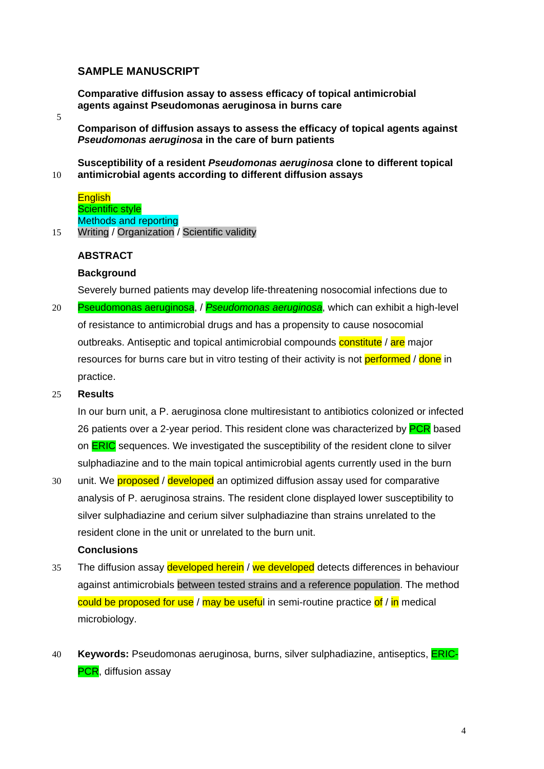## SAMPLE MANUSCRIPT

**Comparative diffusion assay to assess efficacy of topical antimicrobial agents against Pseudomonas aeruginosa in burns care**

**Comparison of diffusion assays to assess the efficacy of topical agents against *Pseudomonas aeruginosa* in the care of burn patients**

**Susceptibility of a resident *Pseudomonas aeruginosa* clone to different topical antimicrobial agents according to different diffusion assays**

English
Scientific style
Methods and reporting
Writing / Organization / Scientific validity

### ABSTRACT

#### Background

Severely burned patients may develop life-threatening nosocomial infections due to Pseudomonas aeruginosa, / *Pseudomonas aeruginosa*, which can exhibit a high-level of resistance to antimicrobial drugs and has a propensity to cause nosocomial outbreaks. Antiseptic and topical antimicrobial compounds constitute / are major resources for burns care but in vitro testing of their activity is not performed / done in practice.

#### Results

In our burn unit, a P. aeruginosa clone multiresistant to antibiotics colonized or infected 26 patients over a 2-year period. This resident clone was characterized by PCR based on ERIC sequences. We investigated the susceptibility of the resident clone to silver sulphadiazine and to the main topical antimicrobial agents currently used in the burn unit. We proposed / developed an optimized diffusion assay used for comparative analysis of P. aeruginosa strains. The resident clone displayed lower susceptibility to silver sulphadiazine and cerium silver sulphadiazine than strains unrelated to the resident clone in the unit or unrelated to the burn unit.

#### Conclusions

The diffusion assay developed herein / we developed detects differences in behaviour against antimicrobials between tested strains and a reference population. The method could be proposed for use / may be useful in semi-routine practice of / in medical microbiology.

**Keywords:** Pseudomonas aeruginosa, burns, silver sulphadiazine, antiseptics, ERIC-PCR, diffusion assay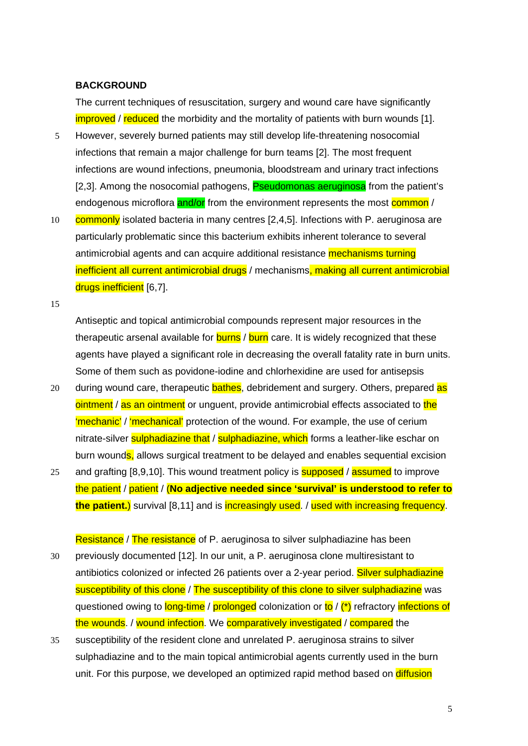**BACKGROUND**

The current techniques of resuscitation, surgery and wound care have significantly improved / reduced the morbidity and the mortality of patients with burn wounds [1]. However, severely burned patients may still develop life-threatening nosocomial infections that remain a major challenge for burn teams [2]. The most frequent infections are wound infections, pneumonia, bloodstream and urinary tract infections [2,3]. Among the nosocomial pathogens, Pseudomonas aeruginosa from the patient's endogenous microflora and/or from the environment represents the most common / commonly isolated bacteria in many centres [2,4,5]. Infections with P. aeruginosa are particularly problematic since this bacterium exhibits inherent tolerance to several antimicrobial agents and can acquire additional resistance mechanisms turning inefficient all current antimicrobial drugs / mechanisms, making all current antimicrobial drugs inefficient [6,7].

Antiseptic and topical antimicrobial compounds represent major resources in the therapeutic arsenal available for burns / burn care. It is widely recognized that these agents have played a significant role in decreasing the overall fatality rate in burn units. Some of them such as povidone-iodine and chlorhexidine are used for antisepsis during wound care, therapeutic bathes, debridement and surgery. Others, prepared as ointment / as an ointment or unguent, provide antimicrobial effects associated to the 'mechanic' / 'mechanical' protection of the wound. For example, the use of cerium nitrate-silver sulphadiazine that / sulphadiazine, which forms a leather-like eschar on burn wounds, allows surgical treatment to be delayed and enables sequential excision and grafting [8,9,10]. This wound treatment policy is supposed / assumed to improve the patient / patient / **(No adjective needed since 'survival' is understood to refer to the patient.)** survival [8,11] and is increasingly used. / used with increasing frequency.

Resistance / The resistance of P. aeruginosa to silver sulphadiazine has been previously documented [12]. In our unit, a P. aeruginosa clone multiresistant to antibiotics colonized or infected 26 patients over a 2-year period. Silver sulphadiazine susceptibility of this clone / The susceptibility of this clone to silver sulphadiazine was questioned owing to long-time / prolonged colonization or to / (*) refractory infections of the wounds. / wound infection. We comparatively investigated / compared the susceptibility of the resident clone and unrelated P. aeruginosa strains to silver sulphadiazine and to the main topical antimicrobial agents currently used in the burn unit. For this purpose, we developed an optimized rapid method based on diffusion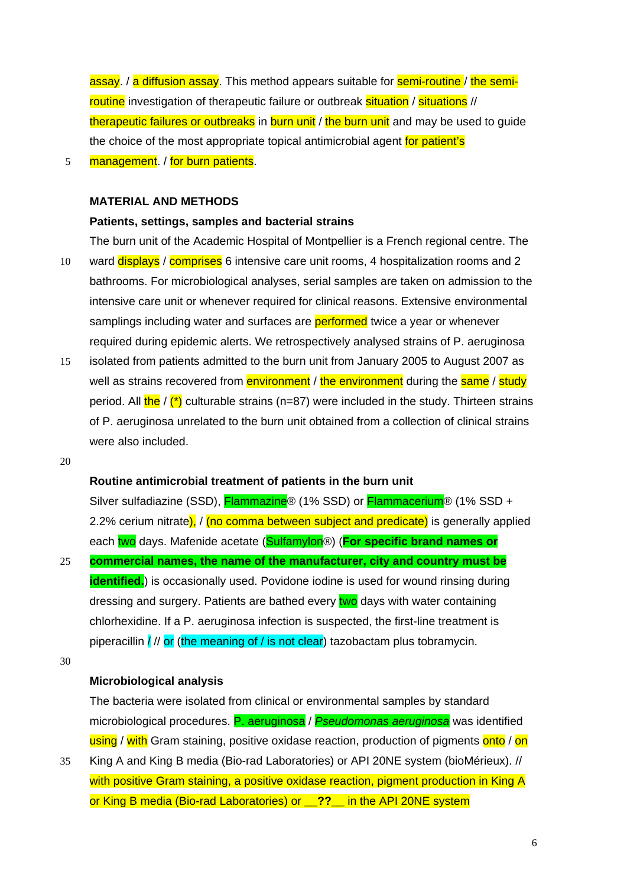assay. / a diffusion assay. This method appears suitable for semi-routine / the semi-routine investigation of therapeutic failure or outbreak situation / situations // therapeutic failures or outbreaks in burn unit / the burn unit and may be used to guide the choice of the most appropriate topical antimicrobial agent for patient's management. / for burn patients.

## MATERIAL AND METHODS

### Patients, settings, samples and bacterial strains

The burn unit of the Academic Hospital of Montpellier is a French regional centre. The ward displays / comprises 6 intensive care unit rooms, 4 hospitalization rooms and 2 bathrooms. For microbiological analyses, serial samples are taken on admission to the intensive care unit or whenever required for clinical reasons. Extensive environmental samplings including water and surfaces are performed twice a year or whenever required during epidemic alerts. We retrospectively analysed strains of P. aeruginosa isolated from patients admitted to the burn unit from January 2005 to August 2007 as well as strains recovered from environment / the environment during the same / study period. All the / (*) culturable strains (n=87) were included in the study. Thirteen strains of P. aeruginosa unrelated to the burn unit obtained from a collection of clinical strains were also included.

### Routine antimicrobial treatment of patients in the burn unit

Silver sulfadiazine (SSD), Flammazine® (1% SSD) or Flammacerium® (1% SSD + 2.2% cerium nitrate), / (no comma between subject and predicate) is generally applied each two days. Mafenide acetate (Sulfamylon®) (**For specific brand names or commercial names, the name of the manufacturer, city and country must be identified.**) is occasionally used. Povidone iodine is used for wound rinsing during dressing and surgery. Patients are bathed every two days with water containing chlorhexidine. If a P. aeruginosa infection is suspected, the first-line treatment is piperacillin / // or (the meaning of / is not clear) tazobactam plus tobramycin.

### Microbiological analysis

The bacteria were isolated from clinical or environmental samples by standard microbiological procedures. P. aeruginosa / *Pseudomonas aeruginosa* was identified using / with Gram staining, positive oxidase reaction, production of pigments onto / on King A and King B media (Bio-rad Laboratories) or API 20NE system (bioMérieux). // with positive Gram staining, a positive oxidase reaction, pigment production in King A or King B media (Bio-rad Laboratories) or __**??**__ in the API 20NE system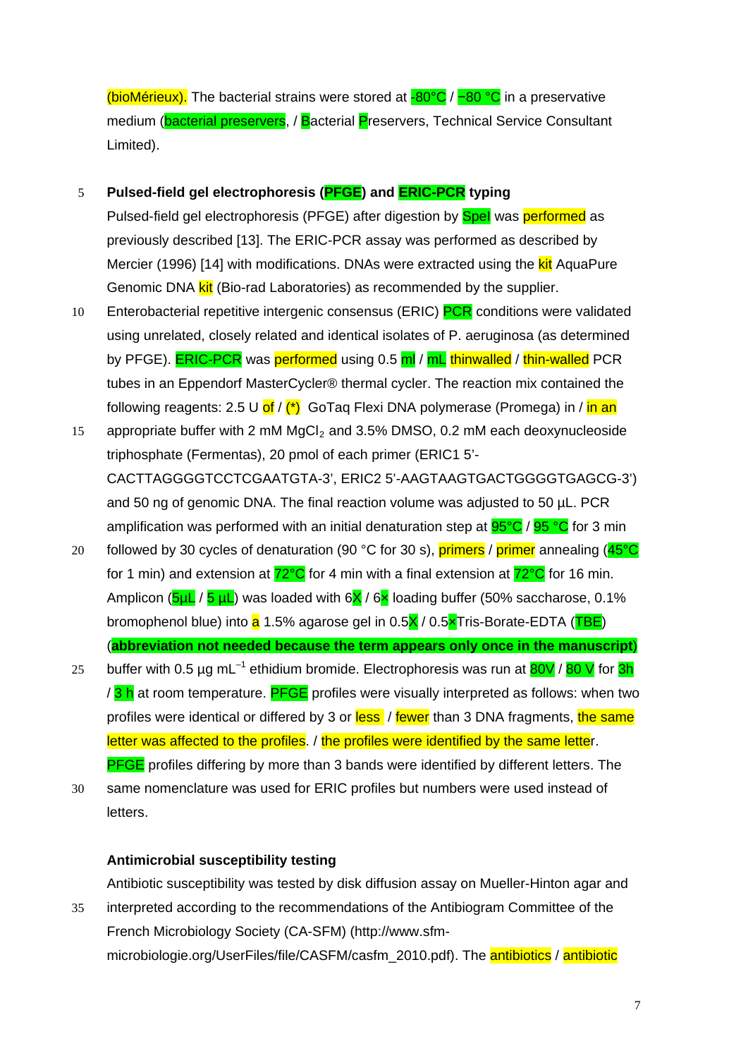(bioMérieux). The bacterial strains were stored at -80°C / −80 °C in a preservative medium (bacterial preservers, / Bacterial Preservers, Technical Service Consultant Limited).

**Pulsed-field gel electrophoresis (PFGE) and ERIC-PCR typing**

Pulsed-field gel electrophoresis (PFGE) after digestion by SpeI was performed as previously described [13]. The ERIC-PCR assay was performed as described by Mercier (1996) [14] with modifications. DNAs were extracted using the kit AquaPure Genomic DNA kit (Bio-rad Laboratories) as recommended by the supplier. Enterobacterial repetitive intergenic consensus (ERIC) PCR conditions were validated using unrelated, closely related and identical isolates of P. aeruginosa (as determined by PFGE). ERIC-PCR was performed using 0.5 ml / mL thinwalled / thin-walled PCR tubes in an Eppendorf MasterCycler® thermal cycler. The reaction mix contained the following reagents: 2.5 U of / (*) GoTaq Flexi DNA polymerase (Promega) in / in an appropriate buffer with 2 mM $MgCl_2$ and 3.5% DMSO, 0.2 mM each deoxynucleoside triphosphate (Fermentas), 20 pmol of each primer (ERIC1 5'-CACTTAGGGGTCCTCGAATGTA-3', ERIC2 5'-AAGTAAGTGACTGGGGTGAGCG-3') and 50 ng of genomic DNA. The final reaction volume was adjusted to 50 µL. PCR amplification was performed with an initial denaturation step at 95°C / 95 °C for 3 min followed by 30 cycles of denaturation (90 °C for 30 s), primers / primer annealing (45°C for 1 min) and extension at 72°C for 4 min with a final extension at 72°C for 16 min. Amplicon (5µL / 5 µL) was loaded with 6X / 6× loading buffer (50% saccharose, 0.1% bromophenol blue) into a 1.5% agarose gel in 0.5X / 0.5×Tris-Borate-EDTA (TBE) (**abbreviation not needed because the term appears only once in the manuscript**) buffer with 0.5 µg $mL^{-1}$ ethidium bromide. Electrophoresis was run at 80V / 80 V for 3h / 3 h at room temperature. PFGE profiles were visually interpreted as follows: when two profiles were identical or differed by 3 or less / fewer than 3 DNA fragments, the same letter was affected to the profiles. / the profiles were identified by the same letter. PFGE profiles differing by more than 3 bands were identified by different letters. The same nomenclature was used for ERIC profiles but numbers were used instead of letters.

**Antimicrobial susceptibility testing**

Antibiotic susceptibility was tested by disk diffusion assay on Mueller-Hinton agar and interpreted according to the recommendations of the Antibiogram Committee of the French Microbiology Society (CA-SFM) (http://www.sfm-microbiologie.org/UserFiles/file/CASFM/casfm_2010.pdf). The antibiotics / antibiotic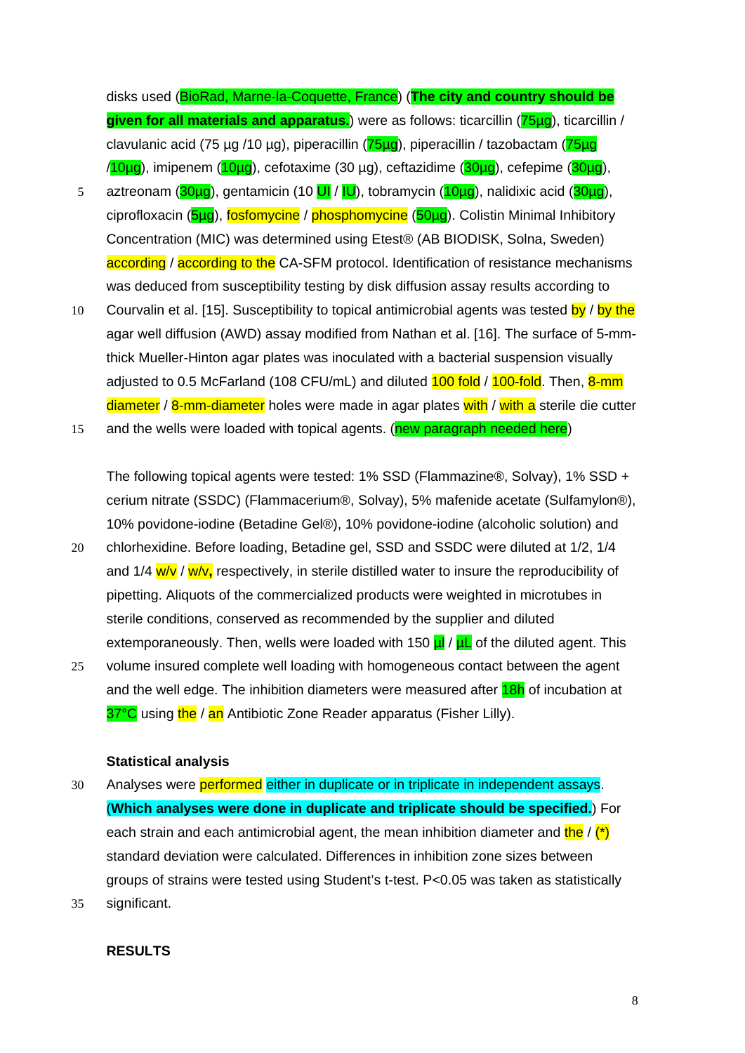disks used (BioRad, Marne-la-Coquette, France) (**The city and country should be given for all materials and apparatus.**) were as follows: ticarcillin (75µg), ticarcillin / clavulanic acid (75 µg /10 µg), piperacillin (75µg), piperacillin / tazobactam (75µg /10µg), imipenem (10µg), cefotaxime (30 µg), ceftazidime (30µg), cefepime (30µg), aztreonam (30µg), gentamicin (10 UI / IU), tobramycin (10µg), nalidixic acid (30µg), ciprofloxacin (5µg), fosfomycine / phosphomycine (50µg). Colistin Minimal Inhibitory Concentration (MIC) was determined using Etest® (AB BIODISK, Solna, Sweden) according / according to the CA-SFM protocol. Identification of resistance mechanisms was deduced from susceptibility testing by disk diffusion assay results according to Courvalin et al. [15]. Susceptibility to topical antimicrobial agents was tested by / by the agar well diffusion (AWD) assay modified from Nathan et al. [16]. The surface of 5-mm-thick Mueller-Hinton agar plates was inoculated with a bacterial suspension visually adjusted to 0.5 McFarland (108 CFU/mL) and diluted 100 fold / 100-fold. Then, 8-mm diameter / 8-mm-diameter holes were made in agar plates with / with a sterile die cutter and the wells were loaded with topical agents. (new paragraph needed here)

The following topical agents were tested: 1% SSD (Flammazine®, Solvay), 1% SSD + cerium nitrate (SSDC) (Flammacerium®, Solvay), 5% mafenide acetate (Sulfamylon®), 10% povidone-iodine (Betadine Gel®), 10% povidone-iodine (alcoholic solution) and chlorhexidine. Before loading, Betadine gel, SSD and SSDC were diluted at 1/2, 1/4 and 1/4 w/v / w/v**,** respectively, in sterile distilled water to insure the reproducibility of pipetting. Aliquots of the commercialized products were weighted in microtubes in sterile conditions, conserved as recommended by the supplier and diluted extemporaneously. Then, wells were loaded with 150 µl / µL of the diluted agent. This volume insured complete well loading with homogeneous contact between the agent and the well edge. The inhibition diameters were measured after 18h of incubation at 37°C using the / an Antibiotic Zone Reader apparatus (Fisher Lilly).

**Statistical analysis**

Analyses were performed either in duplicate or in triplicate in independent assays. (**Which analyses were done in duplicate and triplicate should be specified.**) For each strain and each antimicrobial agent, the mean inhibition diameter and the / (*) standard deviation were calculated. Differences in inhibition zone sizes between groups of strains were tested using Student's t-test. $P<0.05$ was taken as statistically significant.

**RESULTS**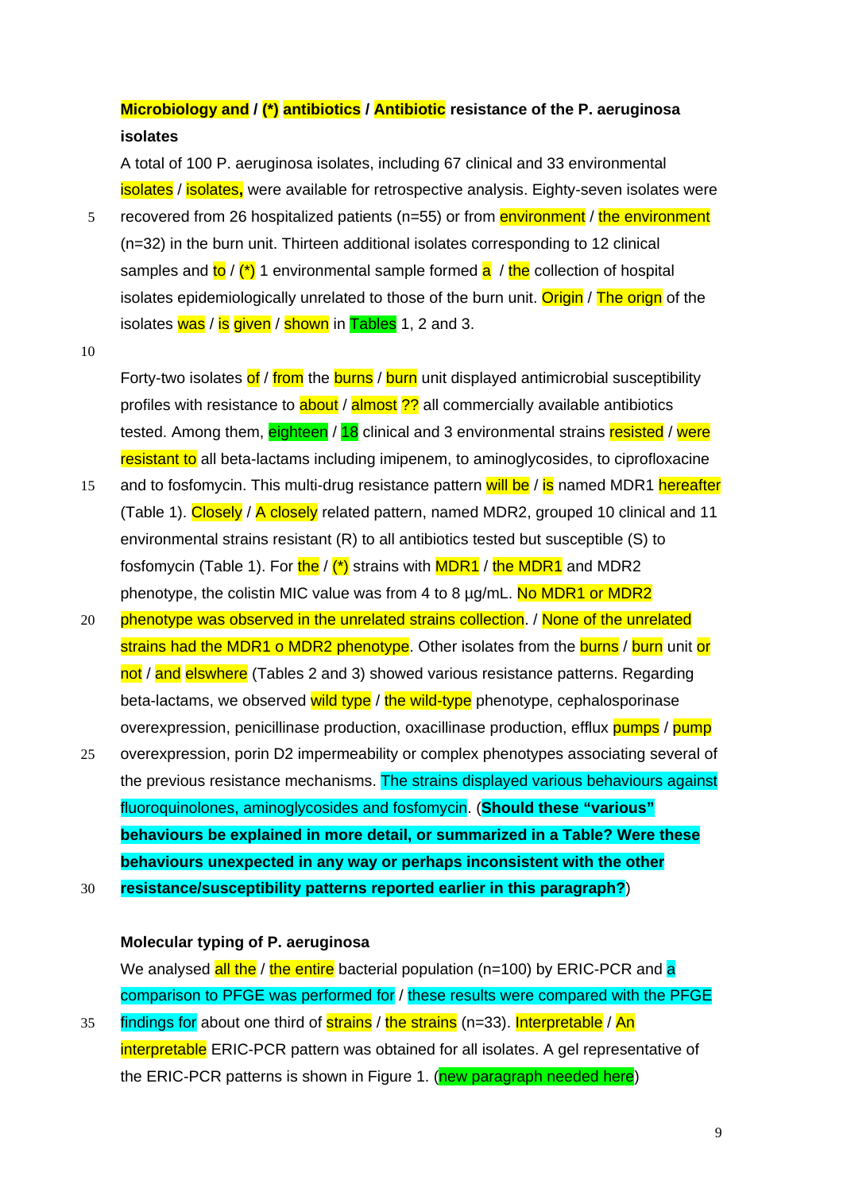**Microbiology and / (*) antibiotics / Antibiotic resistance of the P. aeruginosa isolates**

A total of 100 P. aeruginosa isolates, including 67 clinical and 33 environmental isolates / isolates**,** were available for retrospective analysis. Eighty-seven isolates were recovered from 26 hospitalized patients (n=55) or from environment / the environment (n=32) in the burn unit. Thirteen additional isolates corresponding to 12 clinical samples and to / (*) 1 environmental sample formed a / the collection of hospital isolates epidemiologically unrelated to those of the burn unit. Origin / The orign of the isolates was / is given / shown in Tables 1, 2 and 3.

Forty-two isolates of / from the burns / burn unit displayed antimicrobial susceptibility profiles with resistance to about / almost ?? all commercially available antibiotics tested. Among them, eighteen / 18 clinical and 3 environmental strains resisted / were resistant to all beta-lactams including imipenem, to aminoglycosides, to ciprofloxacine and to fosfomycin. This multi-drug resistance pattern will be / is named MDR1 hereafter (Table 1). Closely / A closely related pattern, named MDR2, grouped 10 clinical and 11 environmental strains resistant (R) to all antibiotics tested but susceptible (S) to fosfomycin (Table 1). For the / (*) strains with MDR1 / the MDR1 and MDR2 phenotype, the colistin MIC value was from 4 to 8 µg/mL. No MDR1 or MDR2 phenotype was observed in the unrelated strains collection. / None of the unrelated strains had the MDR1 o MDR2 phenotype. Other isolates from the burns / burn unit or not / and elswhere (Tables 2 and 3) showed various resistance patterns. Regarding beta-lactams, we observed wild type / the wild-type phenotype, cephalosporinase overexpression, penicillinase production, oxacillinase production, efflux pumps / pump overexpression, porin D2 impermeability or complex phenotypes associating several of the previous resistance mechanisms. The strains displayed various behaviours against fluoroquinolones, aminoglycosides and fosfomycin. (**Should these "various" behaviours be explained in more detail, or summarized in a Table? Were these behaviours unexpected in any way or perhaps inconsistent with the other resistance/susceptibility patterns reported earlier in this paragraph?**)

**Molecular typing of P. aeruginosa**

We analysed all the / the entire bacterial population (n=100) by ERIC-PCR and a comparison to PFGE was performed for / these results were compared with the PFGE findings for about one third of strains / the strains (n=33). Interpretable / An interpretable ERIC-PCR pattern was obtained for all isolates. A gel representative of the ERIC-PCR patterns is shown in Figure 1. (new paragraph needed here)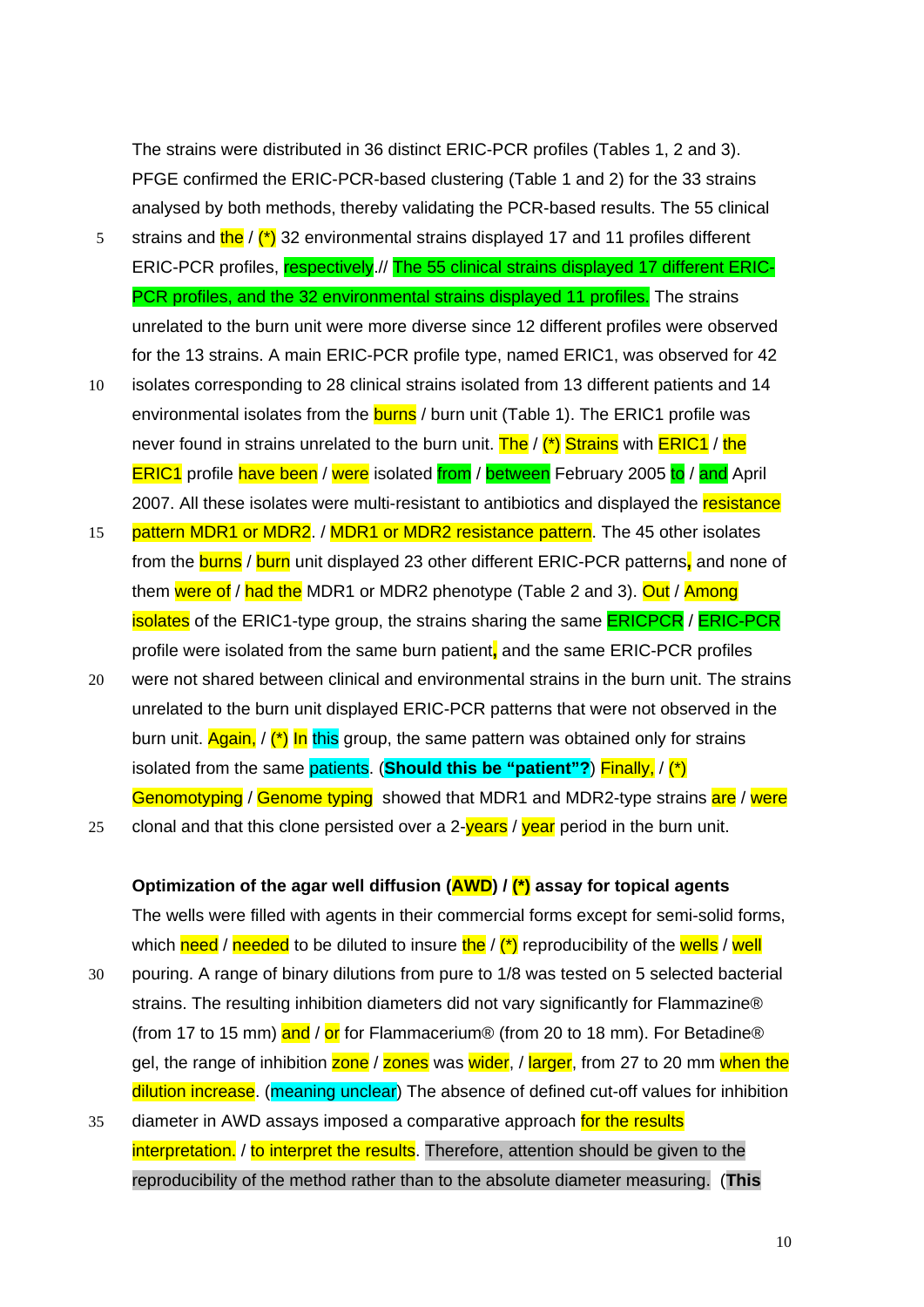The strains were distributed in 36 distinct ERIC-PCR profiles (Tables 1, 2 and 3). PFGE confirmed the ERIC-PCR-based clustering (Table 1 and 2) for the 33 strains analysed by both methods, thereby validating the PCR-based results. The 55 clinical strains and the / (*) 32 environmental strains displayed 17 and 11 profiles different ERIC-PCR profiles, respectively.// The 55 clinical strains displayed 17 different ERIC-PCR profiles, and the 32 environmental strains displayed 11 profiles. The strains unrelated to the burn unit were more diverse since 12 different profiles were observed for the 13 strains. A main ERIC-PCR profile type, named ERIC1, was observed for 42 isolates corresponding to 28 clinical strains isolated from 13 different patients and 14 environmental isolates from the burns / burn unit (Table 1). The ERIC1 profile was never found in strains unrelated to the burn unit. The / (*) Strains with ERIC1 / the ERIC1 profile have been / were isolated from / between February 2005 to / and April 2007. All these isolates were multi-resistant to antibiotics and displayed the resistance pattern MDR1 or MDR2. / MDR1 or MDR2 resistance pattern. The 45 other isolates from the burns / burn unit displayed 23 other different ERIC-PCR patterns, and none of them were of / had the MDR1 or MDR2 phenotype (Table 2 and 3). Out / Among isolates of the ERIC1-type group, the strains sharing the same ERICPCR / ERIC-PCR profile were isolated from the same burn patient, and the same ERIC-PCR profiles were not shared between clinical and environmental strains in the burn unit. The strains unrelated to the burn unit displayed ERIC-PCR patterns that were not observed in the burn unit. Again, / (*) In this group, the same pattern was obtained only for strains isolated from the same patients. (**Should this be "patient"?**) Finally, / (*) Genomotyping / Genome typing showed that MDR1 and MDR2-type strains are / were clonal and that this clone persisted over a 2-years / year period in the burn unit.

**Optimization of the agar well diffusion (AWD) / (*) assay for topical agents**

The wells were filled with agents in their commercial forms except for semi-solid forms, which need / needed to be diluted to insure the / (*) reproducibility of the wells / well pouring. A range of binary dilutions from pure to 1/8 was tested on 5 selected bacterial strains. The resulting inhibition diameters did not vary significantly for Flammazine® (from 17 to 15 mm) and / or for Flammacerium® (from 20 to 18 mm). For Betadine® gel, the range of inhibition zone / zones was wider, / larger, from 27 to 20 mm when the dilution increase. (meaning unclear) The absence of defined cut-off values for inhibition diameter in AWD assays imposed a comparative approach for the results interpretation. / to interpret the results. Therefore, attention should be given to the reproducibility of the method rather than to the absolute diameter measuring. (**This**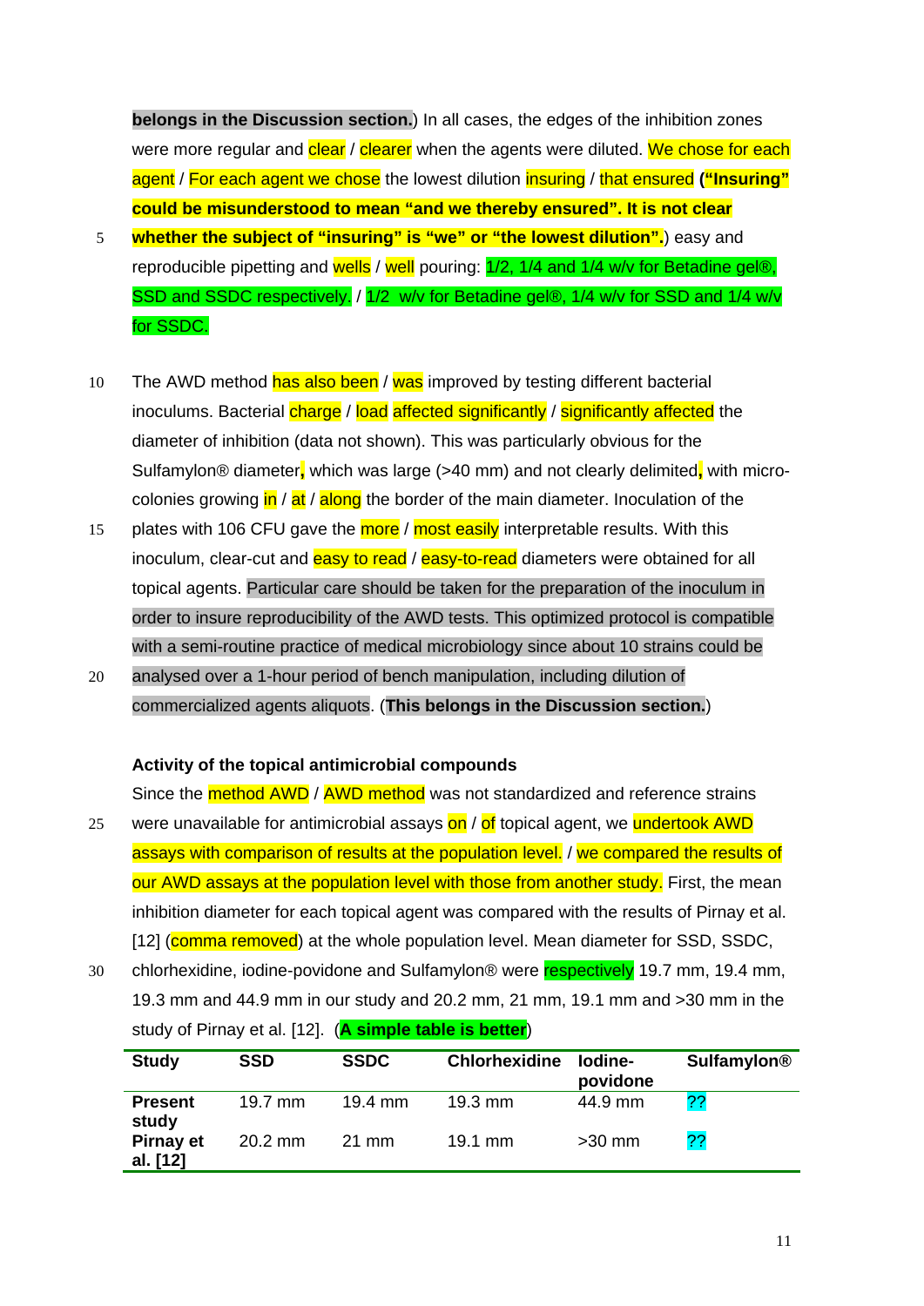**belongs in the Discussion section.**) In all cases, the edges of the inhibition zones were more regular and clear / clearer when the agents were diluted. We chose for each agent / For each agent we chose the lowest dilution insuring / that ensured **("Insuring" could be misunderstood to mean "and we thereby ensured". It is not clear whether the subject of "insuring" is "we" or "the lowest dilution".**) easy and reproducible pipetting and wells / well pouring: 1/2, 1/4 and 1/4 w/v for Betadine gel®, SSD and SSDC respectively. / 1/2 w/v for Betadine gel®, 1/4 w/v for SSD and 1/4 w/v for SSDC.

The AWD method has also been / was improved by testing different bacterial inoculums. Bacterial charge / load affected significantly / significantly affected the diameter of inhibition (data not shown). This was particularly obvious for the Sulfamylon® diameter, which was large (>40 mm) and not clearly delimited, with micro-colonies growing in / at / along the border of the main diameter. Inoculation of the plates with 106 CFU gave the more / most easily interpretable results. With this inoculum, clear-cut and easy to read / easy-to-read diameters were obtained for all topical agents. Particular care should be taken for the preparation of the inoculum in order to insure reproducibility of the AWD tests. This optimized protocol is compatible with a semi-routine practice of medical microbiology since about 10 strains could be analysed over a 1-hour period of bench manipulation, including dilution of commercialized agents aliquots. (**This belongs in the Discussion section.**)

**Activity of the topical antimicrobial compounds**

Since the method AWD / AWD method was not standardized and reference strains were unavailable for antimicrobial assays on / of topical agent, we undertook AWD assays with comparison of results at the population level. / we compared the results of our AWD assays at the population level with those from another study. First, the mean inhibition diameter for each topical agent was compared with the results of Pirnay et al. [12] (comma removed) at the whole population level. Mean diameter for SSD, SSDC, chlorhexidine, iodine-povidone and Sulfamylon® were respectively 19.7 mm, 19.4 mm, 19.3 mm and 44.9 mm in our study and 20.2 mm, 21 mm, 19.1 mm and >30 mm in the study of Pirnay et al. [12]. (**A simple table is better**)

| Study | SSD | SSDC | Chlorhexidine | Iodine-povidone | Sulfamylon® |
|---|---|---|---|---|---|
| Present study | 19.7 mm | 19.4 mm | 19.3 mm | 44.9 mm | ?? |
| Pirnay et al. [12] | 20.2 mm | 21 mm | 19.1 mm | >30 mm | ?? |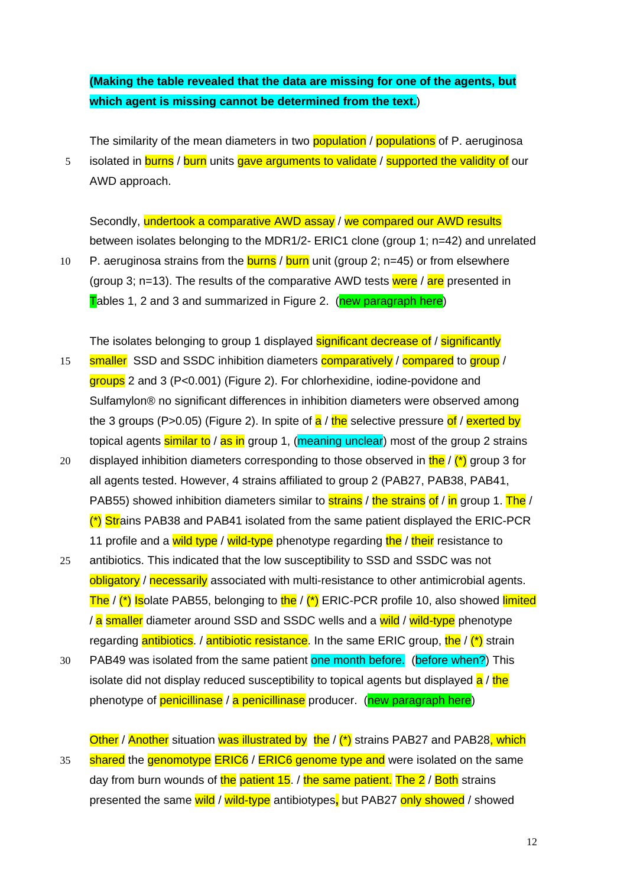**(Making the table revealed that the data are missing for one of the agents, but which agent is missing cannot be determined from the text.)**

The similarity of the mean diameters in two population / populations of P. aeruginosa isolated in burns / burn units gave arguments to validate / supported the validity of our AWD approach.

Secondly, undertook a comparative AWD assay / we compared our AWD results between isolates belonging to the MDR1/2- ERIC1 clone (group 1; n=42) and unrelated P. aeruginosa strains from the burns / burn unit (group 2; n=45) or from elsewhere (group 3; n=13). The results of the comparative AWD tests were / are presented in Tables 1, 2 and 3 and summarized in Figure 2. (new paragraph here)

The isolates belonging to group 1 displayed significant decrease of / significantly smaller SSD and SSDC inhibition diameters comparatively / compared to group / groups 2 and 3 (P<0.001) (Figure 2). For chlorhexidine, iodine-povidone and Sulfamylon® no significant differences in inhibition diameters were observed among the 3 groups (P>0.05) (Figure 2). In spite of a / the selective pressure of / exerted by topical agents similar to / as in group 1, (meaning unclear) most of the group 2 strains displayed inhibition diameters corresponding to those observed in the / (*) group 3 for all agents tested. However, 4 strains affiliated to group 2 (PAB27, PAB38, PAB41, PAB55) showed inhibition diameters similar to strains / the strains of / in group 1. The / (*) Strains PAB38 and PAB41 isolated from the same patient displayed the ERIC-PCR 11 profile and a wild type / wild-type phenotype regarding the / their resistance to antibiotics. This indicated that the low susceptibility to SSD and SSDC was not obligatory / necessarily associated with multi-resistance to other antimicrobial agents. The / (*) Isolate PAB55, belonging to the / (*) ERIC-PCR profile 10, also showed limited / a smaller diameter around SSD and SSDC wells and a wild / wild-type phenotype regarding antibiotics. / antibiotic resistance. In the same ERIC group, the / (*) strain PAB49 was isolated from the same patient one month before. (before when?) This isolate did not display reduced susceptibility to topical agents but displayed a / the phenotype of penicillinase / a penicillinase producer. (new paragraph here)

Other / Another situation was illustrated by the / (*) strains PAB27 and PAB28, which shared the genomotype ERIC6 / ERIC6 genome type and were isolated on the same day from burn wounds of the patient 15. / the same patient. The 2 / Both strains presented the same wild / wild-type antibiotypes, but PAB27 only showed / showed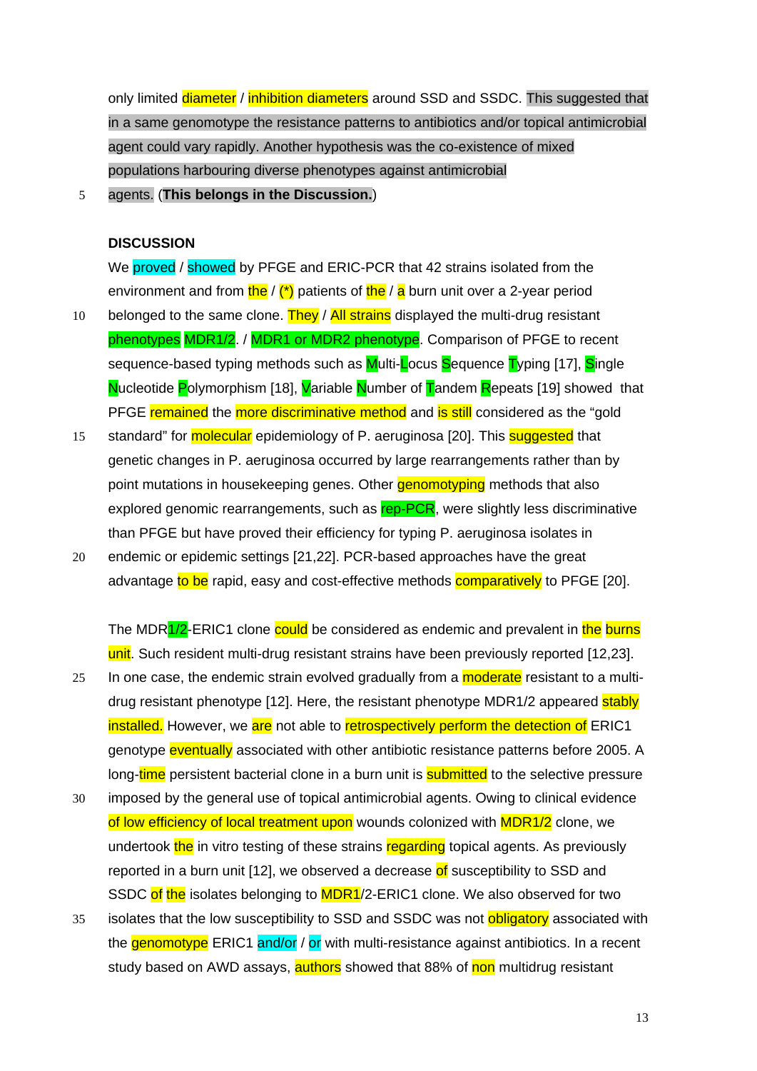only limited diameter / inhibition diameters around SSD and SSDC. This suggested that in a same genomotype the resistance patterns to antibiotics and/or topical antimicrobial agent could vary rapidly. Another hypothesis was the co-existence of mixed populations harbouring diverse phenotypes against antimicrobial agents. (**This belongs in the Discussion.**)

## DISCUSSION

We proved / showed by PFGE and ERIC-PCR that 42 strains isolated from the environment and from the / (*) patients of the / a burn unit over a 2-year period belonged to the same clone. They / All strains displayed the multi-drug resistant phenotypes MDR1/2. / MDR1 or MDR2 phenotype. Comparison of PFGE to recent sequence-based typing methods such as Multi-Locus Sequence Typing [17], Single Nucleotide Polymorphism [18], Variable Number of Tandem Repeats [19] showed that PFGE remained the more discriminative method and is still considered as the "gold standard" for molecular epidemiology of P. aeruginosa [20]. This suggested that genetic changes in P. aeruginosa occurred by large rearrangements rather than by point mutations in housekeeping genes. Other genomotyping methods that also explored genomic rearrangements, such as rep-PCR, were slightly less discriminative than PFGE but have proved their efficiency for typing P. aeruginosa isolates in endemic or epidemic settings [21,22]. PCR-based approaches have the great advantage to be rapid, easy and cost-effective methods comparatively to PFGE [20].

The MDR1/2-ERIC1 clone could be considered as endemic and prevalent in the burns unit. Such resident multi-drug resistant strains have been previously reported [12,23]. In one case, the endemic strain evolved gradually from a moderate resistant to a multi-drug resistant phenotype [12]. Here, the resistant phenotype MDR1/2 appeared stably installed. However, we are not able to retrospectively perform the detection of ERIC1 genotype eventually associated with other antibiotic resistance patterns before 2005. A long-time persistent bacterial clone in a burn unit is submitted to the selective pressure imposed by the general use of topical antimicrobial agents. Owing to clinical evidence of low efficiency of local treatment upon wounds colonized with MDR1/2 clone, we undertook the in vitro testing of these strains regarding topical agents. As previously reported in a burn unit [12], we observed a decrease of susceptibility to SSD and SSDC of the isolates belonging to MDR1/2-ERIC1 clone. We also observed for two isolates that the low susceptibility to SSD and SSDC was not obligatory associated with the genomotype ERIC1 and/or / or with multi-resistance against antibiotics. In a recent study based on AWD assays, authors showed that 88% of non multidrug resistant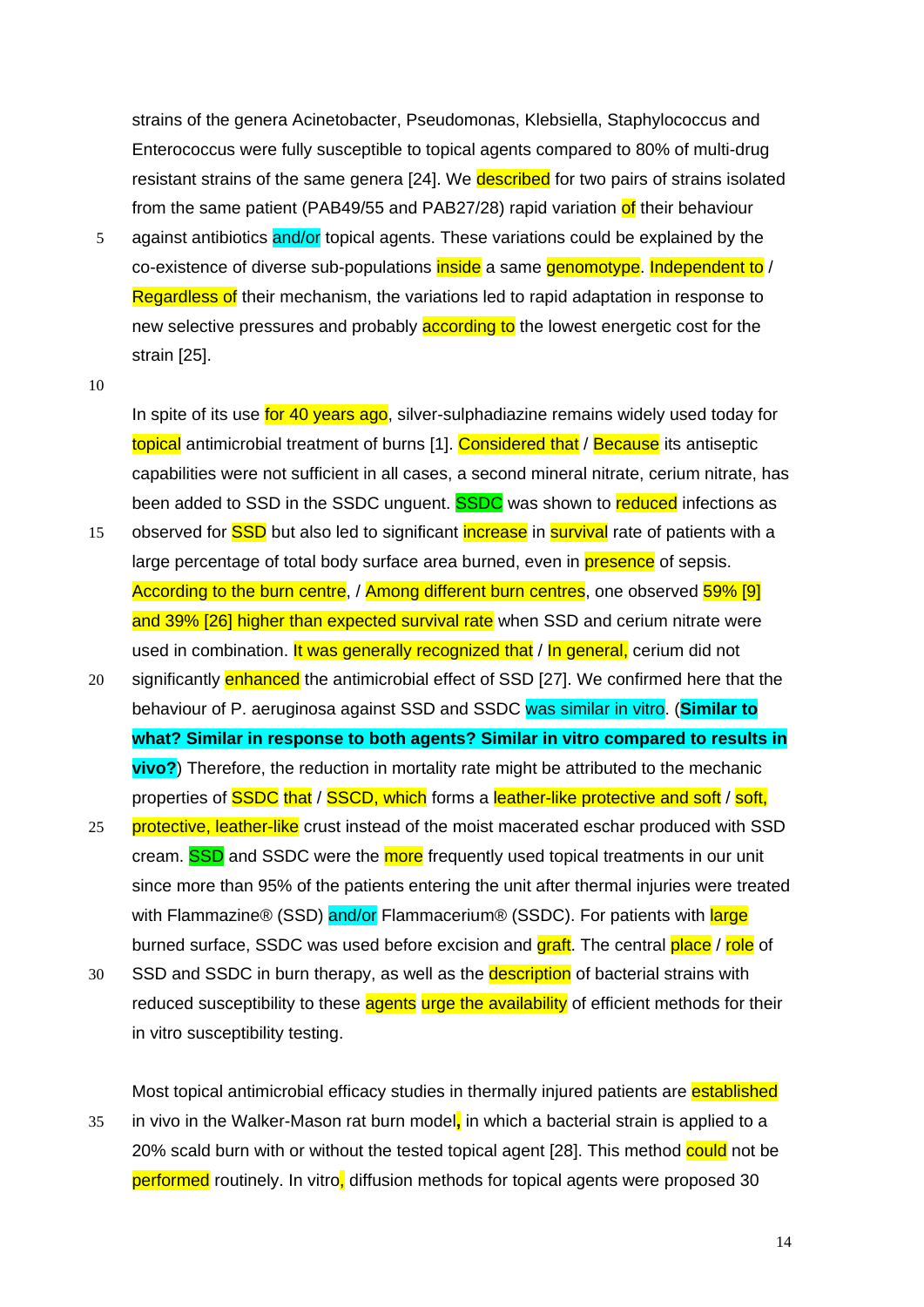strains of the genera Acinetobacter, Pseudomonas, Klebsiella, Staphylococcus and Enterococcus were fully susceptible to topical agents compared to 80% of multi-drug resistant strains of the same genera [24]. We described for two pairs of strains isolated from the same patient (PAB49/55 and PAB27/28) rapid variation of their behaviour against antibiotics and/or topical agents. These variations could be explained by the co-existence of diverse sub-populations inside a same genomotype. Independent to / Regardless of their mechanism, the variations led to rapid adaptation in response to new selective pressures and probably according to the lowest energetic cost for the strain [25].

In spite of its use for 40 years ago, silver-sulphadiazine remains widely used today for topical antimicrobial treatment of burns [1]. Considered that / Because its antiseptic capabilities were not sufficient in all cases, a second mineral nitrate, cerium nitrate, has been added to SSD in the SSDC unguent. SSDC was shown to reduced infections as observed for SSD but also led to significant increase in survival rate of patients with a large percentage of total body surface area burned, even in presence of sepsis. According to the burn centre, / Among different burn centres, one observed 59% [9] and 39% [26] higher than expected survival rate when SSD and cerium nitrate were used in combination. It was generally recognized that / In general, cerium did not significantly enhanced the antimicrobial effect of SSD [27]. We confirmed here that the behaviour of P. aeruginosa against SSD and SSDC was similar in vitro. (**Similar to what? Similar in response to both agents? Similar in vitro compared to results in vivo?**) Therefore, the reduction in mortality rate might be attributed to the mechanic properties of SSDC that / SSCD, which forms a leather-like protective and soft / soft, protective, leather-like crust instead of the moist macerated eschar produced with SSD cream. SSD and SSDC were the more frequently used topical treatments in our unit since more than 95% of the patients entering the unit after thermal injuries were treated with Flammazine® (SSD) and/or Flammacerium® (SSDC). For patients with large burned surface, SSDC was used before excision and graft. The central place / role of SSD and SSDC in burn therapy, as well as the description of bacterial strains with reduced susceptibility to these agents urge the availability of efficient methods for their in vitro susceptibility testing.

Most topical antimicrobial efficacy studies in thermally injured patients are established in vivo in the Walker-Mason rat burn model, in which a bacterial strain is applied to a 20% scald burn with or without the tested topical agent [28]. This method could not be performed routinely. In vitro, diffusion methods for topical agents were proposed 30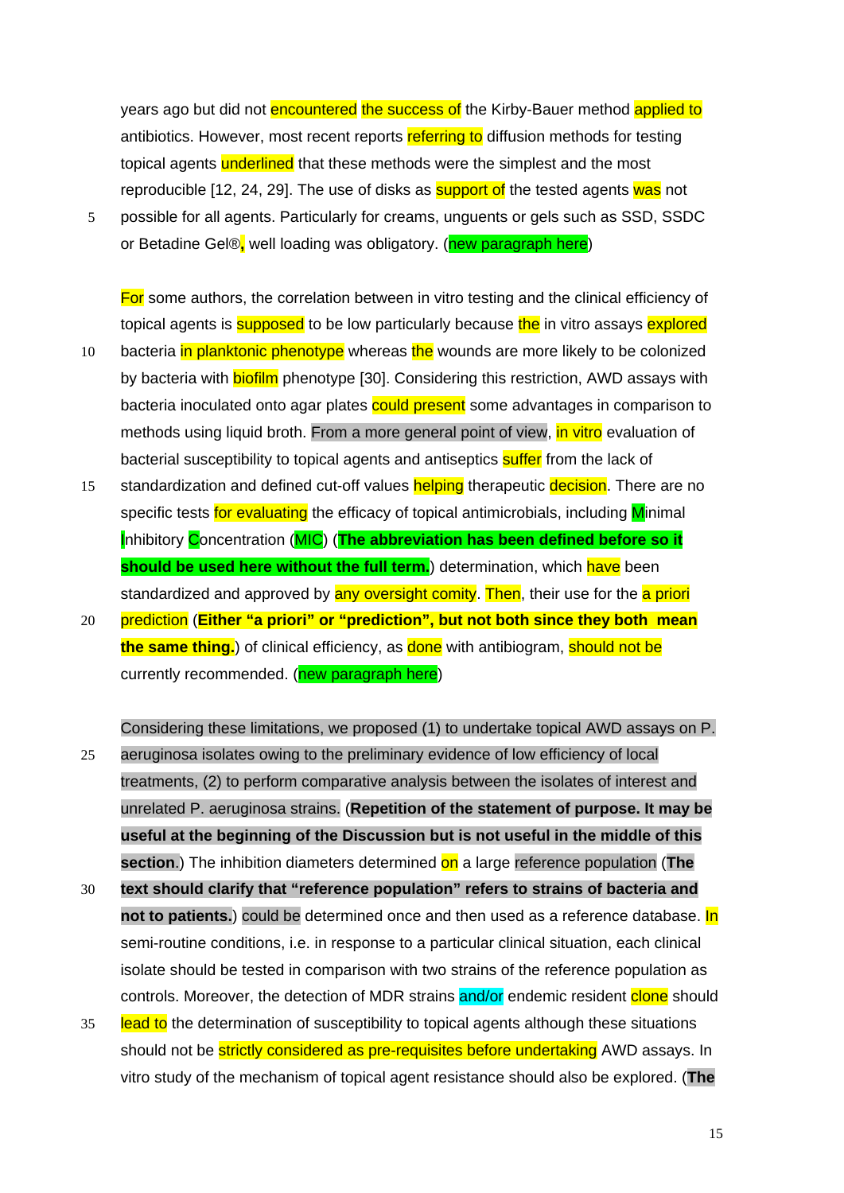years ago but did not encountered the success of the Kirby-Bauer method applied to antibiotics. However, most recent reports referring to diffusion methods for testing topical agents underlined that these methods were the simplest and the most reproducible [12, 24, 29]. The use of disks as support of the tested agents was not possible for all agents. Particularly for creams, unguents or gels such as SSD, SSDC or Betadine Gel®, well loading was obligatory. (new paragraph here)

For some authors, the correlation between in vitro testing and the clinical efficiency of topical agents is supposed to be low particularly because the in vitro assays explored bacteria in planktonic phenotype whereas the wounds are more likely to be colonized by bacteria with biofilm phenotype [30]. Considering this restriction, AWD assays with bacteria inoculated onto agar plates could present some advantages in comparison to methods using liquid broth. From a more general point of view, in vitro evaluation of bacterial susceptibility to topical agents and antiseptics suffer from the lack of standardization and defined cut-off values helping therapeutic decision. There are no specific tests for evaluating the efficacy of topical antimicrobials, including Minimal Inhibitory Concentration (MIC) (**The abbreviation has been defined before so it should be used here without the full term.**) determination, which have been standardized and approved by any oversight comity. Then, their use for the a priori prediction (**Either "a priori" or "prediction", but not both since they both mean the same thing.**) of clinical efficiency, as done with antibiogram, should not be currently recommended. (new paragraph here)

Considering these limitations, we proposed (1) to undertake topical AWD assays on P. aeruginosa isolates owing to the preliminary evidence of low efficiency of local treatments, (2) to perform comparative analysis between the isolates of interest and unrelated P. aeruginosa strains. (**Repetition of the statement of purpose. It may be useful at the beginning of the Discussion but is not useful in the middle of this section.**) The inhibition diameters determined on a large reference population (**The text should clarify that "reference population" refers to strains of bacteria and not to patients.**) could be determined once and then used as a reference database. In semi-routine conditions, i.e. in response to a particular clinical situation, each clinical isolate should be tested in comparison with two strains of the reference population as controls. Moreover, the detection of MDR strains and/or endemic resident clone should lead to the determination of susceptibility to topical agents although these situations should not be strictly considered as pre-requisites before undertaking AWD assays. In vitro study of the mechanism of topical agent resistance should also be explored. (**The**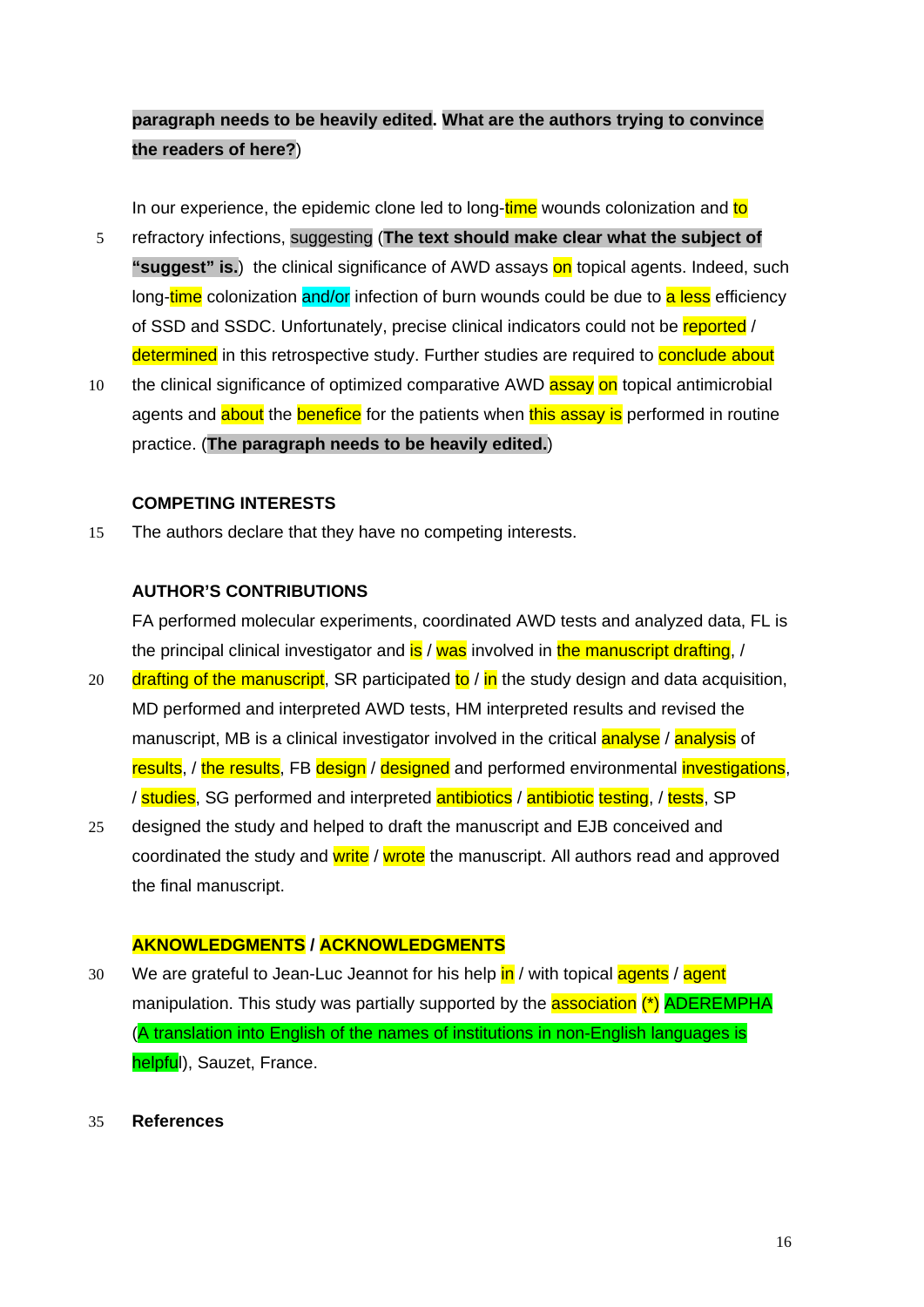**paragraph needs to be heavily edited. What are the authors trying to convince the readers of here?**)

In our experience, the epidemic clone led to long-time wounds colonization and to refractory infections, suggesting (**The text should make clear what the subject of "suggest" is.**) the clinical significance of AWD assays on topical agents. Indeed, such long-time colonization and/or infection of burn wounds could be due to a less efficiency of SSD and SSDC. Unfortunately, precise clinical indicators could not be reported / determined in this retrospective study. Further studies are required to conclude about the clinical significance of optimized comparative AWD assay on topical antimicrobial agents and about the benefice for the patients when this assay is performed in routine practice. (**The paragraph needs to be heavily edited.**)

## COMPETING INTERESTS

The authors declare that they have no competing interests.

## AUTHOR'S CONTRIBUTIONS

FA performed molecular experiments, coordinated AWD tests and analyzed data, FL is the principal clinical investigator and is / was involved in the manuscript drafting, / drafting of the manuscript, SR participated to / in the study design and data acquisition, MD performed and interpreted AWD tests, HM interpreted results and revised the manuscript, MB is a clinical investigator involved in the critical analyse / analysis of results, / the results, FB design / designed and performed environmental investigations, / studies, SG performed and interpreted antibiotics / antibiotic testing, / tests, SP designed the study and helped to draft the manuscript and EJB conceived and coordinated the study and write / wrote the manuscript. All authors read and approved the final manuscript.

## AKNOWLEDGMENTS / ACKNOWLEDGMENTS

We are grateful to Jean-Luc Jeannot for his help in / with topical agents / agent manipulation. This study was partially supported by the association (*) ADEREMPHA (A translation into English of the names of institutions in non-English languages is helpful), Sauzet, France.

## References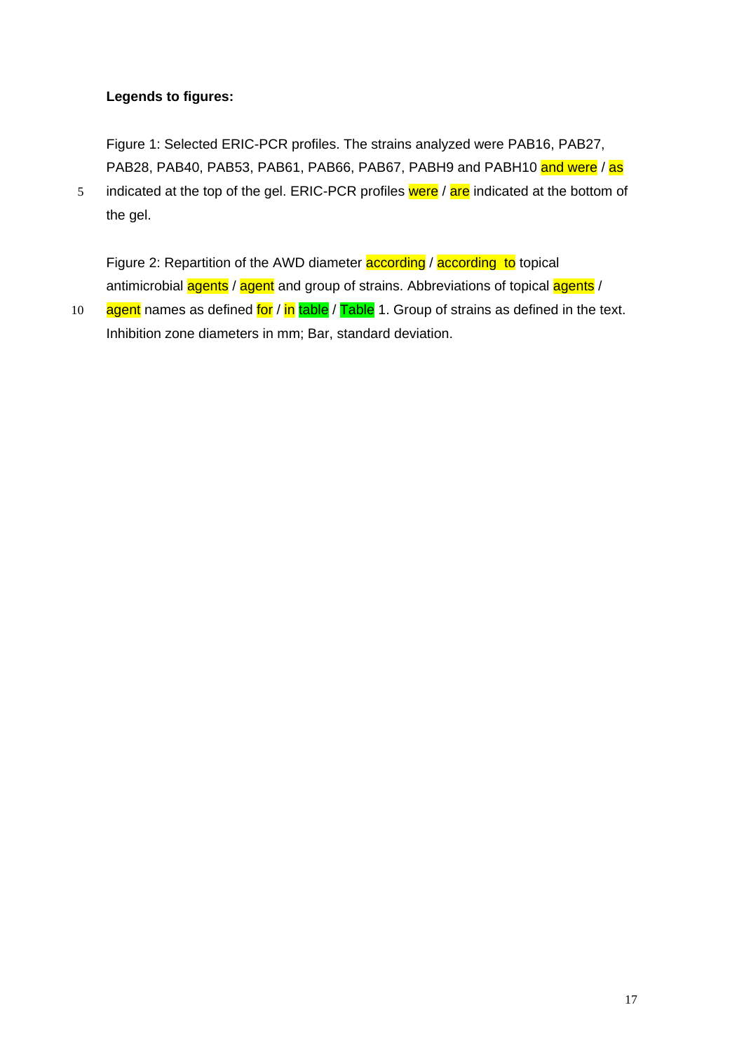**Legends to figures:**

Figure 1: Selected ERIC-PCR profiles. The strains analyzed were PAB16, PAB27, PAB28, PAB40, PAB53, PAB61, PAB66, PAB67, PABH9 and PABH10 and were / as indicated at the top of the gel. ERIC-PCR profiles were / are indicated at the bottom of the gel.

Figure 2: Repartition of the AWD diameter according / according to topical antimicrobial agents / agent and group of strains. Abbreviations of topical agents / agent names as defined for / in table / Table 1. Group of strains as defined in the text. Inhibition zone diameters in mm; Bar, standard deviation.